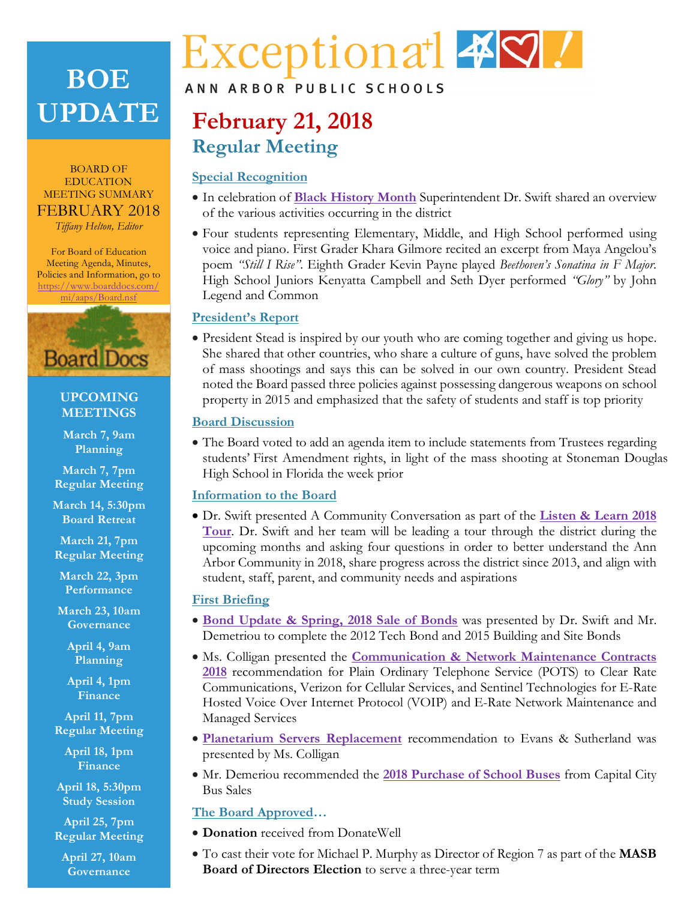# BOE UPDATE

BOARD OF EDUCATION MEETING SUMMARY
FEBRUARY 2018
*Tiffany Helton, Editor*

For Board of Education Meeting Agenda, Minutes, Policies and Information, go to https://www.boarddocs.com/mi/aaps/Board.nsf

Board Docs

## UPCOMING MEETINGS

**March 7, 9am**
**Planning**

**March 7, 7pm**
**Regular Meeting**

**March 14, 5:30pm**
**Board Retreat**

**March 21, 7pm**
**Regular Meeting**

**March 22, 3pm**
**Performance**

**March 23, 10am**
**Governance**

**April 4, 9am**
**Planning**

**April 4, 1pm**
**Finance**

**April 11, 7pm**
**Regular Meeting**

**April 18, 1pm**
**Finance**

**April 18, 5:30pm**
**Study Session**

**April 25, 7pm**
**Regular Meeting**

**April 27, 10am**
**Governance**

Exceptional
ANN ARBOR PUBLIC SCHOOLS

# February 21, 2018

## Regular Meeting

### Special Recognition

- In celebration of **Black History Month** Superintendent Dr. Swift shared an overview of the various activities occurring in the district
- Four students representing Elementary, Middle, and High School performed using voice and piano. First Grader Khara Gilmore recited an excerpt from Maya Angelou's poem *"Still I Rise"*. Eighth Grader Kevin Payne played *Beethoven's Sonatina in F Major*. High School Juniors Kenyatta Campbell and Seth Dyer performed *"Glory"* by John Legend and Common

### President's Report

- President Stead is inspired by our youth who are coming together and giving us hope. She shared that other countries, who share a culture of guns, have solved the problem of mass shootings and says this can be solved in our own country. President Stead noted the Board passed three policies against possessing dangerous weapons on school property in 2015 and emphasized that the safety of students and staff is top priority

### Board Discussion

- The Board voted to add an agenda item to include statements from Trustees regarding students' First Amendment rights, in light of the mass shooting at Stoneman Douglas High School in Florida the week prior

### Information to the Board

- Dr. Swift presented A Community Conversation as part of the **Listen & Learn 2018 Tour**. Dr. Swift and her team will be leading a tour through the district during the upcoming months and asking four questions in order to better understand the Ann Arbor Community in 2018, share progress across the district since 2013, and align with student, staff, parent, and community needs and aspirations

### First Briefing

- **Bond Update & Spring, 2018 Sale of Bonds** was presented by Dr. Swift and Mr. Demetriou to complete the 2012 Tech Bond and 2015 Building and Site Bonds
- Ms. Colligan presented the **Communication & Network Maintenance Contracts 2018** recommendation for Plain Ordinary Telephone Service (POTS) to Clear Rate Communications, Verizon for Cellular Services, and Sentinel Technologies for E-Rate Hosted Voice Over Internet Protocol (VOIP) and E-Rate Network Maintenance and Managed Services
- **Planetarium Servers Replacement** recommendation to Evans & Sutherland was presented by Ms. Colligan
- Mr. Demeriou recommended the **2018 Purchase of School Buses** from Capital City Bus Sales

### The Board Approved…

- **Donation** received from DonateWell
- To cast their vote for Michael P. Murphy as Director of Region 7 as part of the **MASB Board of Directors Election** to serve a three-year term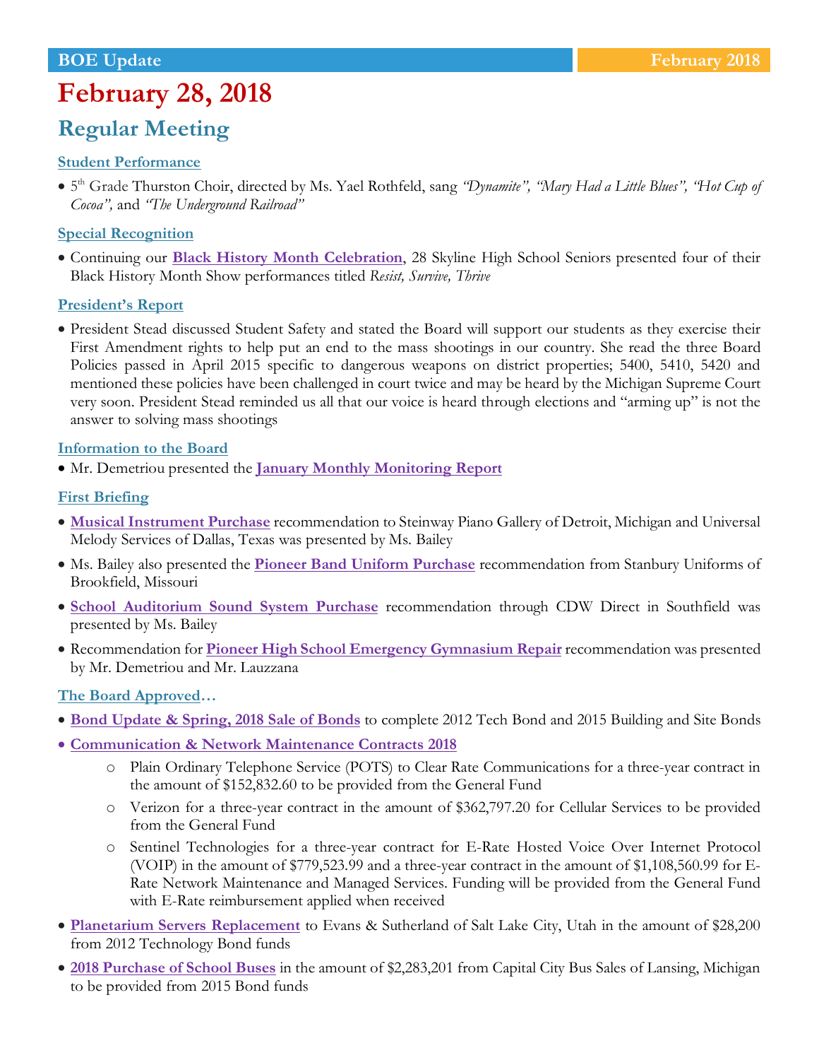## February 28, 2018

### Regular Meeting

**Student Performance**

- 5th Grade Thurston Choir, directed by Ms. Yael Rothfeld, sang *"Dynamite", "Mary Had a Little Blues", "Hot Cup of Cocoa",* and *"The Underground Railroad"*

**Special Recognition**

- Continuing our **Black History Month Celebration**, 28 Skyline High School Seniors presented four of their Black History Month Show performances titled *Resist, Survive, Thrive*

**President's Report**

- President Stead discussed Student Safety and stated the Board will support our students as they exercise their First Amendment rights to help put an end to the mass shootings in our country. She read the three Board Policies passed in April 2015 specific to dangerous weapons on district properties; 5400, 5410, 5420 and mentioned these policies have been challenged in court twice and may be heard by the Michigan Supreme Court very soon. President Stead reminded us all that our voice is heard through elections and "arming up" is not the answer to solving mass shootings

**Information to the Board**

- Mr. Demetriou presented the **January Monthly Monitoring Report**

**First Briefing**

- **Musical Instrument Purchase** recommendation to Steinway Piano Gallery of Detroit, Michigan and Universal Melody Services of Dallas, Texas was presented by Ms. Bailey
- Ms. Bailey also presented the **Pioneer Band Uniform Purchase** recommendation from Stanbury Uniforms of Brookfield, Missouri
- **School Auditorium Sound System Purchase** recommendation through CDW Direct in Southfield was presented by Ms. Bailey
- Recommendation for **Pioneer High School Emergency Gymnasium Repair** recommendation was presented by Mr. Demetriou and Mr. Lauzzana

**The Board Approved…**

- **Bond Update & Spring, 2018 Sale of Bonds** to complete 2012 Tech Bond and 2015 Building and Site Bonds
- **Communication & Network Maintenance Contracts 2018**
  - Plain Ordinary Telephone Service (POTS) to Clear Rate Communications for a three-year contract in the amount of $152,832.60 to be provided from the General Fund
  - Verizon for a three-year contract in the amount of $362,797.20 for Cellular Services to be provided from the General Fund
  - Sentinel Technologies for a three-year contract for E-Rate Hosted Voice Over Internet Protocol (VOIP) in the amount of $779,523.99 and a three-year contract in the amount of $1,108,560.99 for E-Rate Network Maintenance and Managed Services. Funding will be provided from the General Fund with E-Rate reimbursement applied when received
- **Planetarium Servers Replacement** to Evans & Sutherland of Salt Lake City, Utah in the amount of $28,200 from 2012 Technology Bond funds
- **2018 Purchase of School Buses** in the amount of $2,283,201 from Capital City Bus Sales of Lansing, Michigan to be provided from 2015 Bond funds